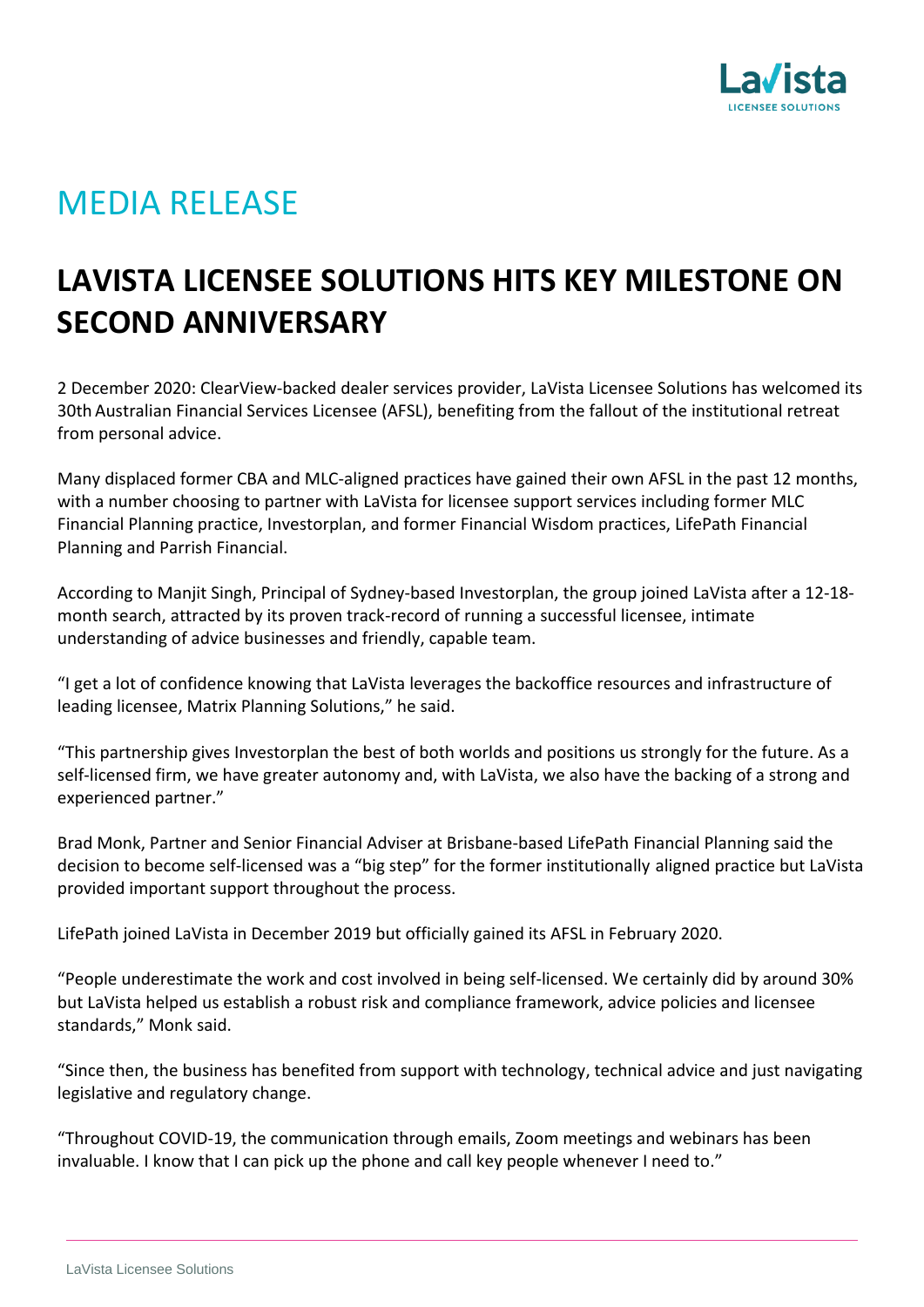# MEDIA RELEASE

## LAVISTA LICENSEE SOLUTIONS HITS KEY MILESTONE ON SECOND ANNIVERSARY

2 December 2020: ClearView-backed dealer services provider, LaVista Licensee Solutions has welcomed its 30th Australian Financial Services Licensee (AFSL), benefiting from the fallout of the institutional retreat from personal advice.

Many displaced former CBA and MLC-aligned practices have gained their own AFSL in the past 12 months, with a number choosing to partner with LaVista for licensee support services including former MLC Financial Planning practice, Investorplan, and former Financial Wisdom practices, LifePath Financial Planning and Parrish Financial.

According to Manjit Singh, Principal of Sydney-based Investorplan, the group joined LaVista after a 12-18-month search, attracted by its proven track-record of running a successful licensee, intimate understanding of advice businesses and friendly, capable team.

"I get a lot of confidence knowing that LaVista leverages the backoffice resources and infrastructure of leading licensee, Matrix Planning Solutions," he said.

"This partnership gives Investorplan the best of both worlds and positions us strongly for the future. As a self-licensed firm, we have greater autonomy and, with LaVista, we also have the backing of a strong and experienced partner."

Brad Monk, Partner and Senior Financial Adviser at Brisbane-based LifePath Financial Planning said the decision to become self-licensed was a "big step" for the former institutionally aligned practice but LaVista provided important support throughout the process.

LifePath joined LaVista in December 2019 but officially gained its AFSL in February 2020.

"People underestimate the work and cost involved in being self-licensed. We certainly did by around 30% but LaVista helped us establish a robust risk and compliance framework, advice policies and licensee standards," Monk said.

"Since then, the business has benefited from support with technology, technical advice and just navigating legislative and regulatory change.

"Throughout COVID-19, the communication through emails, Zoom meetings and webinars has been invaluable. I know that I can pick up the phone and call key people whenever I need to."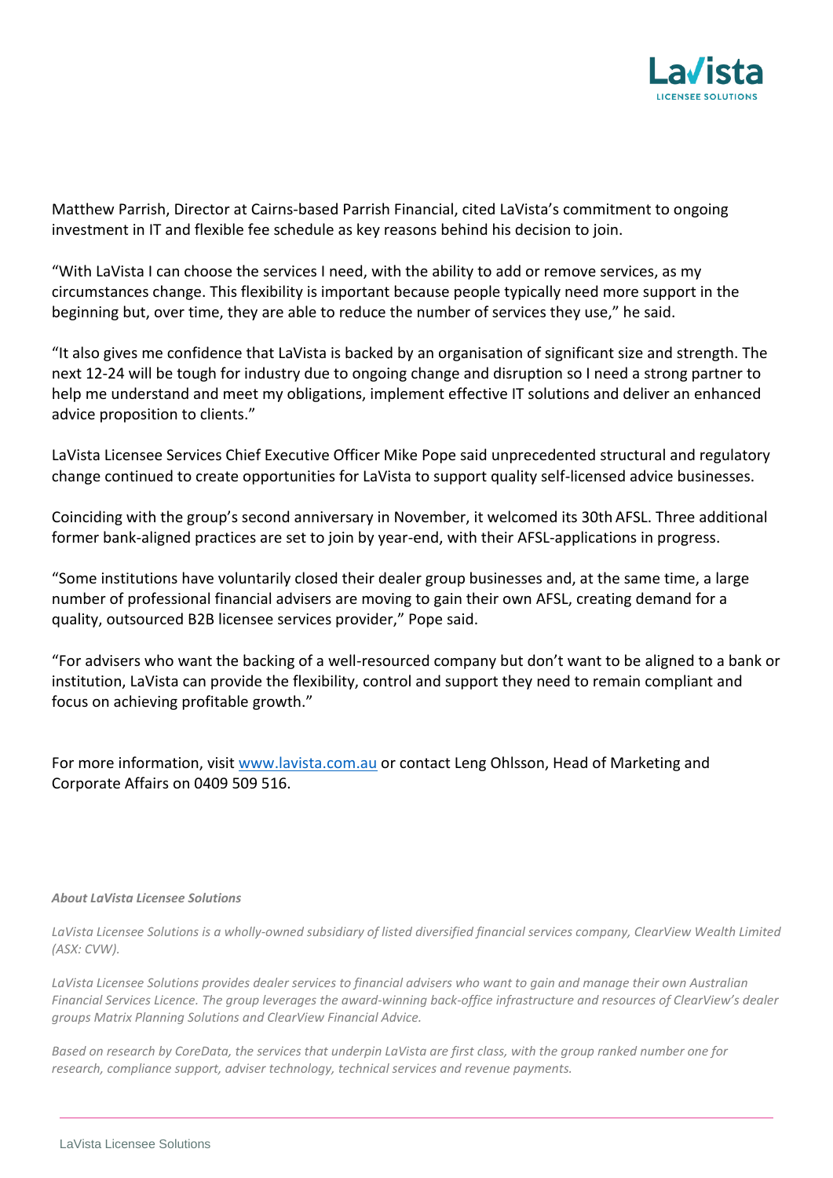Matthew Parrish, Director at Cairns-based Parrish Financial, cited LaVista's commitment to ongoing investment in IT and flexible fee schedule as key reasons behind his decision to join.

"With LaVista I can choose the services I need, with the ability to add or remove services, as my circumstances change. This flexibility is important because people typically need more support in the beginning but, over time, they are able to reduce the number of services they use," he said.

"It also gives me confidence that LaVista is backed by an organisation of significant size and strength. The next 12-24 will be tough for industry due to ongoing change and disruption so I need a strong partner to help me understand and meet my obligations, implement effective IT solutions and deliver an enhanced advice proposition to clients."

LaVista Licensee Services Chief Executive Officer Mike Pope said unprecedented structural and regulatory change continued to create opportunities for LaVista to support quality self-licensed advice businesses.

Coinciding with the group's second anniversary in November, it welcomed its 30th AFSL. Three additional former bank-aligned practices are set to join by year-end, with their AFSL-applications in progress.

"Some institutions have voluntarily closed their dealer group businesses and, at the same time, a large number of professional financial advisers are moving to gain their own AFSL, creating demand for a quality, outsourced B2B licensee services provider," Pope said.

"For advisers who want the backing of a well-resourced company but don't want to be aligned to a bank or institution, LaVista can provide the flexibility, control and support they need to remain compliant and focus on achieving profitable growth."

For more information, visit www.lavista.com.au or contact Leng Ohlsson, Head of Marketing and Corporate Affairs on 0409 509 516.

***About LaVista Licensee Solutions***

*LaVista Licensee Solutions is a wholly-owned subsidiary of listed diversified financial services company, ClearView Wealth Limited (ASX: CVW).*

*LaVista Licensee Solutions provides dealer services to financial advisers who want to gain and manage their own Australian Financial Services Licence. The group leverages the award-winning back-office infrastructure and resources of ClearView's dealer groups Matrix Planning Solutions and ClearView Financial Advice.*

*Based on research by CoreData, the services that underpin LaVista are first class, with the group ranked number one for research, compliance support, adviser technology, technical services and revenue payments.*